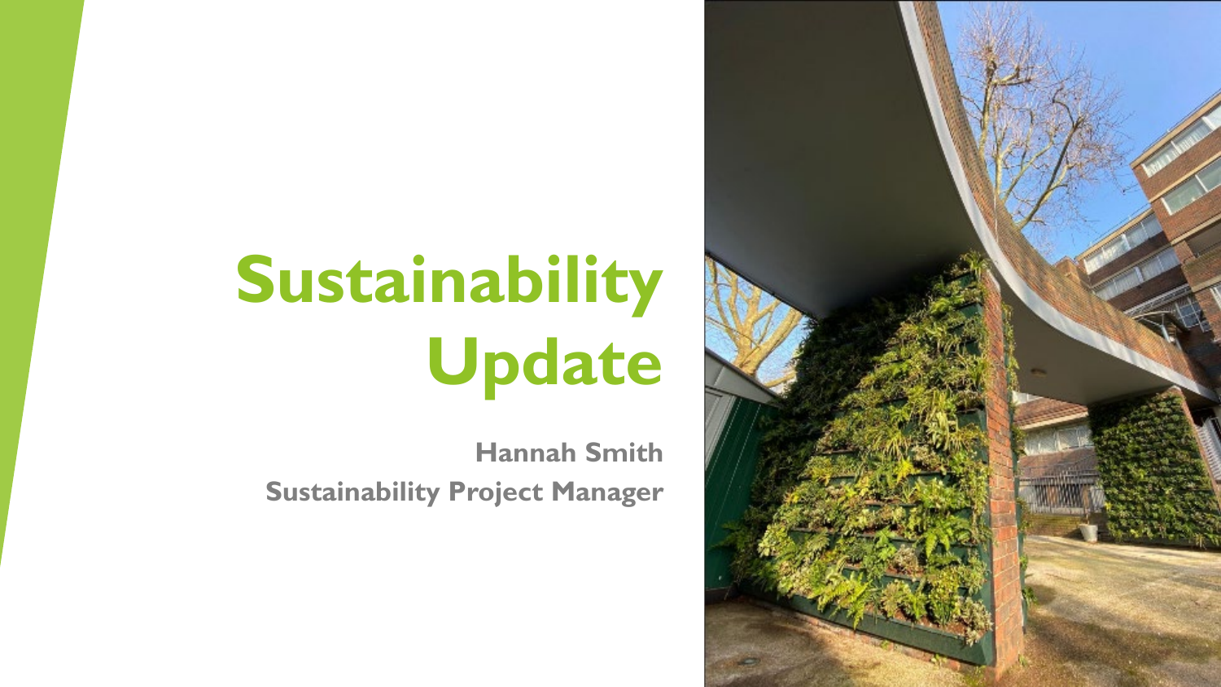# Sustainability Update

**Hannah Smith**

**Sustainability Project Manager**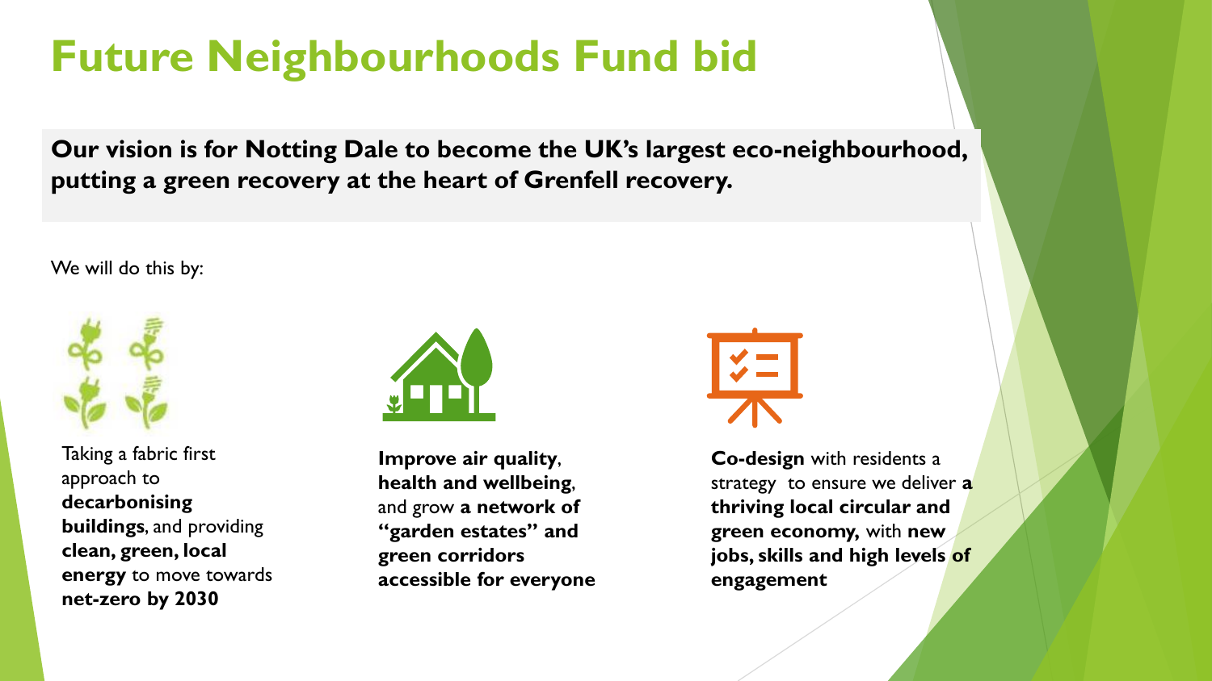# Future Neighbourhoods Fund bid

**Our vision is for Notting Dale to become the UK's largest eco-neighbourhood, putting a green recovery at the heart of Grenfell recovery.**

We will do this by:

- Taking a fabric first approach to **decarbonising buildings**, and providing **clean, green, local energy** to move towards **net-zero by 2030**
- **Improve air quality**, **health and wellbeing**, and grow **a network of "garden estates" and green corridors accessible for everyone**
- **Co-design** with residents a strategy to ensure we deliver **a thriving local circular and green economy,** with **new jobs, skills and high levels of engagement**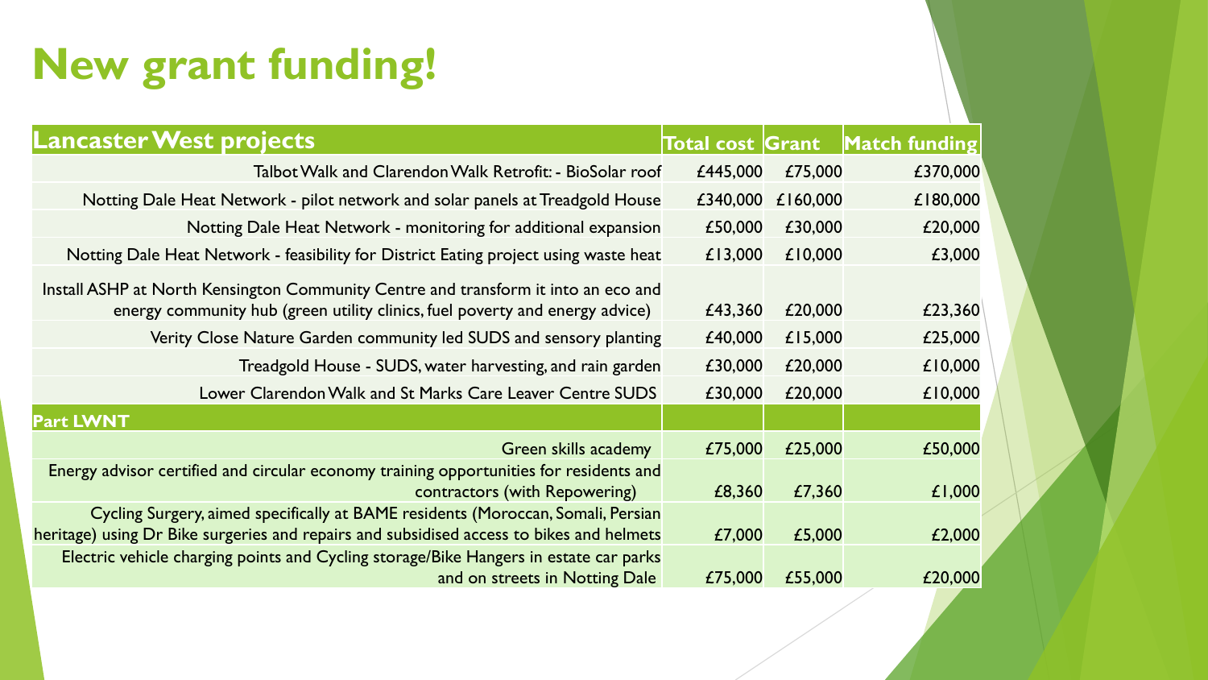# New grant funding!

| Lancaster West projects | Total cost | Grant | Match funding |
| --- | --- | --- | --- |
| Talbot Walk and Clarendon Walk Retrofit: - BioSolar roof | £445,000 | £75,000 | £370,000 |
| Notting Dale Heat Network - pilot network and solar panels at Treadgold House | £340,000 | £160,000 | £180,000 |
| Notting Dale Heat Network - monitoring for additional expansion | £50,000 | £30,000 | £20,000 |
| Notting Dale Heat Network - feasibility for District Eating project using waste heat | £13,000 | £10,000 | £3,000 |
| Install ASHP at North Kensington Community Centre and transform it into an eco and energy community hub (green utility clinics, fuel poverty and energy advice) | £43,360 | £20,000 | £23,360 |
| Verity Close Nature Garden community led SUDS and sensory planting | £40,000 | £15,000 | £25,000 |
| Treadgold House - SUDS, water harvesting, and rain garden | £30,000 | £20,000 | £10,000 |
| Lower Clarendon Walk and St Marks Care Leaver Centre SUDS | £30,000 | £20,000 | £10,000 |
| **Part LWNT** | | | |
| Green skills academy | £75,000 | £25,000 | £50,000 |
| Energy advisor certified and circular economy training opportunities for residents and contractors (with Repowering) | £8,360 | £7,360 | £1,000 |
| Cycling Surgery, aimed specifically at BAME residents (Moroccan, Somali, Persian heritage) using Dr Bike surgeries and repairs and subsidised access to bikes and helmets | £7,000 | £5,000 | £2,000 |
| Electric vehicle charging points and Cycling storage/Bike Hangers in estate car parks and on streets in Notting Dale | £75,000 | £55,000 | £20,000 |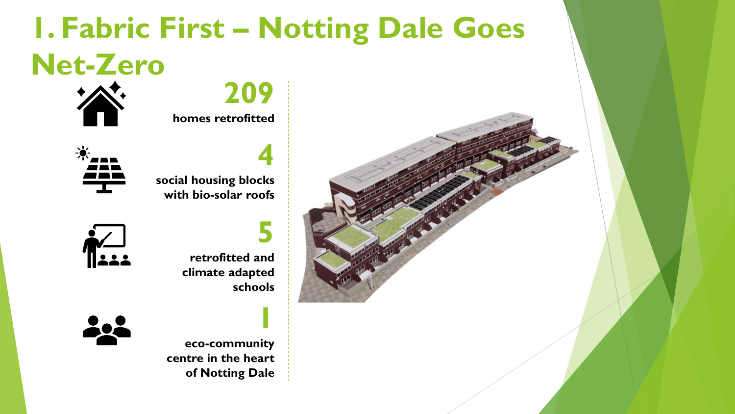# 1. Fabric First – Notting Dale Goes Net-Zero

**209**

**homes retrofitted**

**4**

**social housing blocks with bio-solar roofs**

**5**

**retrofitted and climate adapted schools**

**1**

**eco-community centre in the heart of Notting Dale**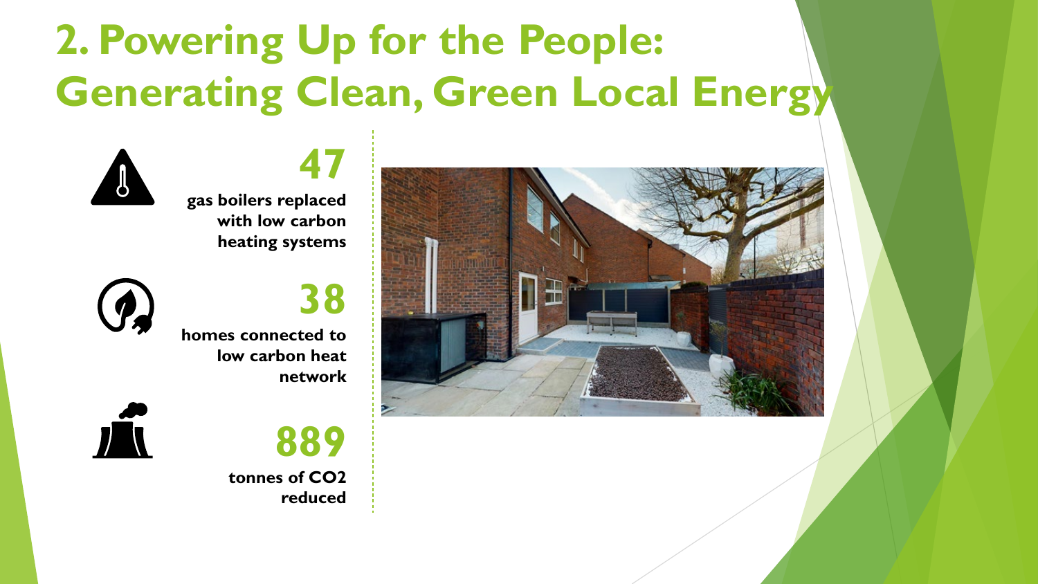# 2. Powering Up for the People: Generating Clean, Green Local Energy

**47**

**gas boilers replaced with low carbon heating systems**

**38**

**homes connected to low carbon heat network**

**889**

**tonnes of $CO_2$ reduced**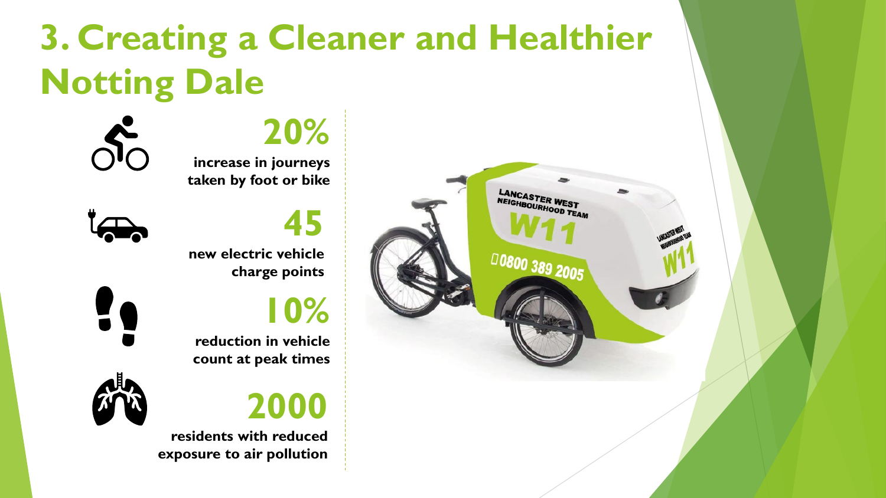# 3. Creating a Cleaner and Healthier Notting Dale

**20%**

**increase in journeys taken by foot or bike**

**45**

**new electric vehicle charge points**

**10%**

**reduction in vehicle count at peak times**

**2000**

**residents with reduced exposure to air pollution**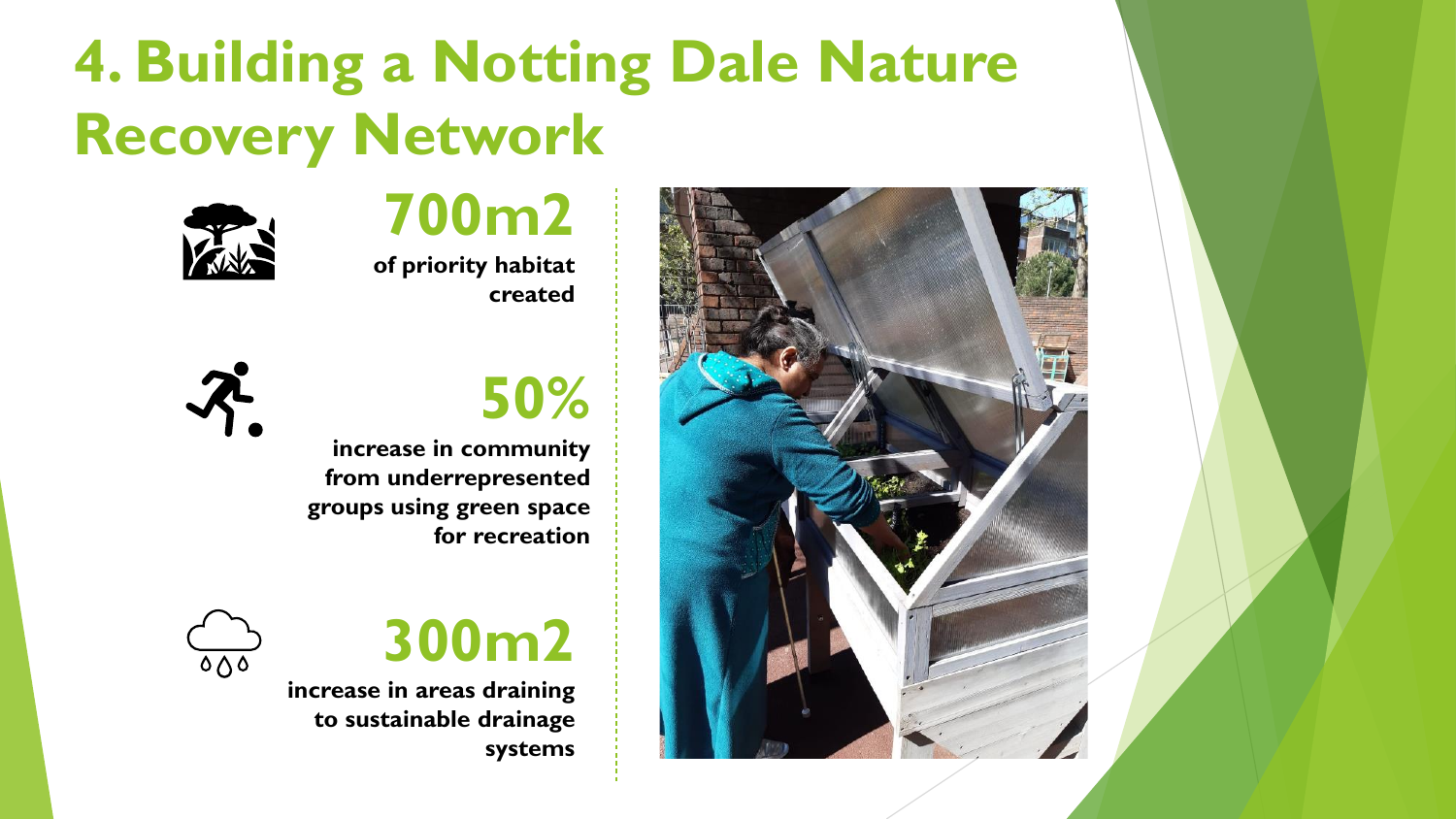# 4. Building a Notting Dale Nature Recovery Network

**700m2**

**of priority habitat created**

**50%**

**increase in community from underrepresented groups using green space for recreation**

**300m2**

**increase in areas draining to sustainable drainage systems**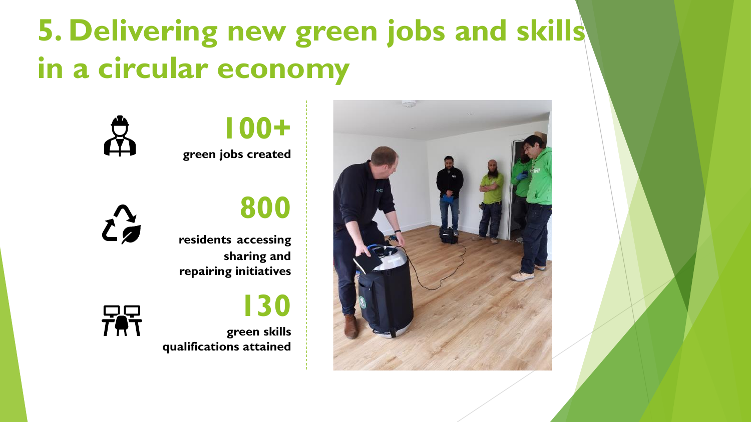# 5. Delivering new green jobs and skills in a circular economy

**100+**

**green jobs created**

**800**

**residents accessing sharing and repairing initiatives**

**130**

**green skills qualifications attained**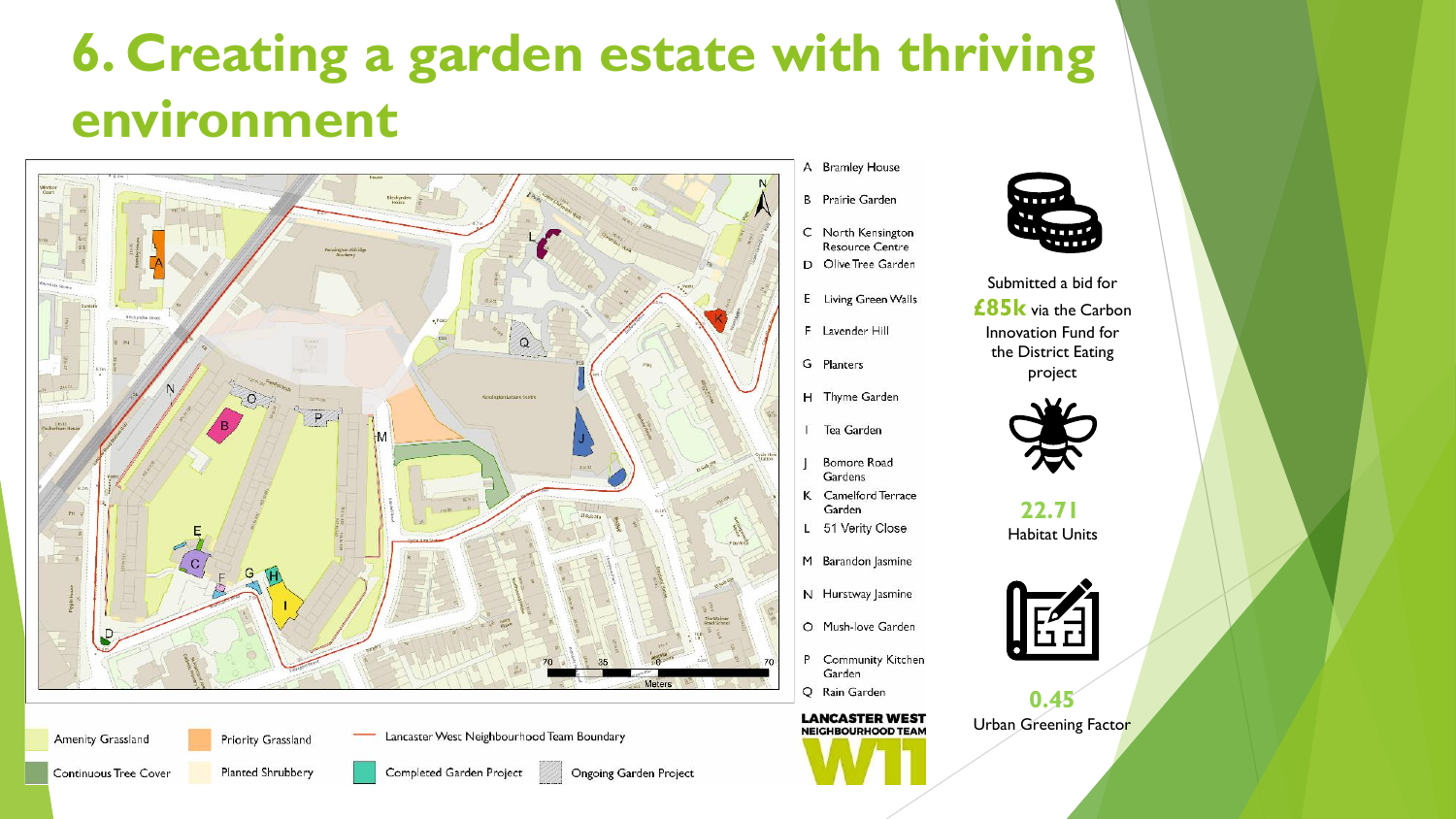# 6. Creating a garden estate with thriving environment

A Bramley House

B Prairie Garden

C North Kensington Resource Centre

D Olive Tree Garden

E Living Green Walls

F Lavender Hill

G Planters

H Thyme Garden

I Tea Garden

J Bomore Road Gardens

K Camelford Terrace Garden

L 51 Verity Close

M Barandon Jasmine

N Hurstway Jasmine

O Mush-love Garden

P Community Kitchen Garden

Q Rain Garden

Amenity Grassland

Priority Grassland

Lancaster West Neighbourhood Team Boundary

Continuous Tree Cover

Planted Shrubbery

Completed Garden Project

Ongoing Garden Project

Submitted a bid for **£85k** via the Carbon Innovation Fund for the District Eating project

**22.71**
Habitat Units

**0.45**
Urban Greening Factor

LANCASTER WEST NEIGHBOURHOOD TEAM
W11